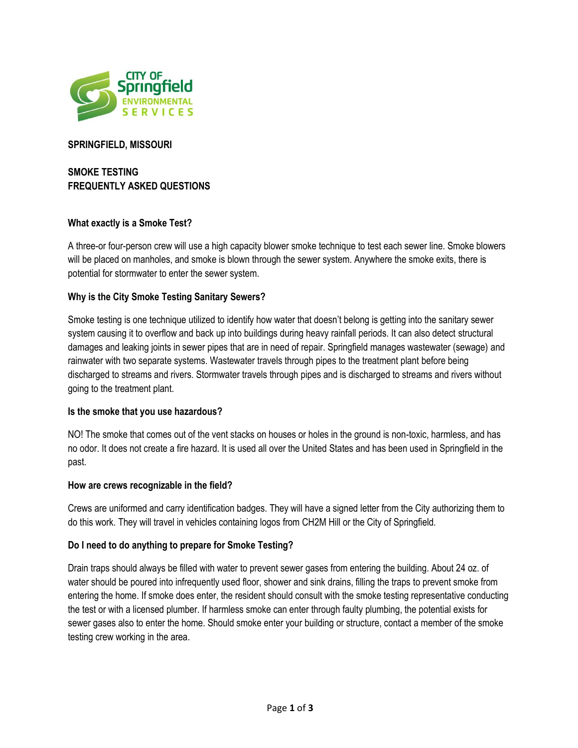**SPRINGFIELD, MISSOURI**

# SMOKE TESTING FREQUENTLY ASKED QUESTIONS

### What exactly is a Smoke Test?

A three-or four-person crew will use a high capacity blower smoke technique to test each sewer line. Smoke blowers will be placed on manholes, and smoke is blown through the sewer system. Anywhere the smoke exits, there is potential for stormwater to enter the sewer system.

### Why is the City Smoke Testing Sanitary Sewers?

Smoke testing is one technique utilized to identify how water that doesn't belong is getting into the sanitary sewer system causing it to overflow and back up into buildings during heavy rainfall periods. It can also detect structural damages and leaking joints in sewer pipes that are in need of repair. Springfield manages wastewater (sewage) and rainwater with two separate systems. Wastewater travels through pipes to the treatment plant before being discharged to streams and rivers. Stormwater travels through pipes and is discharged to streams and rivers without going to the treatment plant.

### Is the smoke that you use hazardous?

NO! The smoke that comes out of the vent stacks on houses or holes in the ground is non-toxic, harmless, and has no odor. It does not create a fire hazard. It is used all over the United States and has been used in Springfield in the past.

### How are crews recognizable in the field?

Crews are uniformed and carry identification badges. They will have a signed letter from the City authorizing them to do this work. They will travel in vehicles containing logos from CH2M Hill or the City of Springfield.

### Do I need to do anything to prepare for Smoke Testing?

Drain traps should always be filled with water to prevent sewer gases from entering the building. About 24 oz. of water should be poured into infrequently used floor, shower and sink drains, filling the traps to prevent smoke from entering the home. If smoke does enter, the resident should consult with the smoke testing representative conducting the test or with a licensed plumber. If harmless smoke can enter through faulty plumbing, the potential exists for sewer gases also to enter the home. Should smoke enter your building or structure, contact a member of the smoke testing crew working in the area.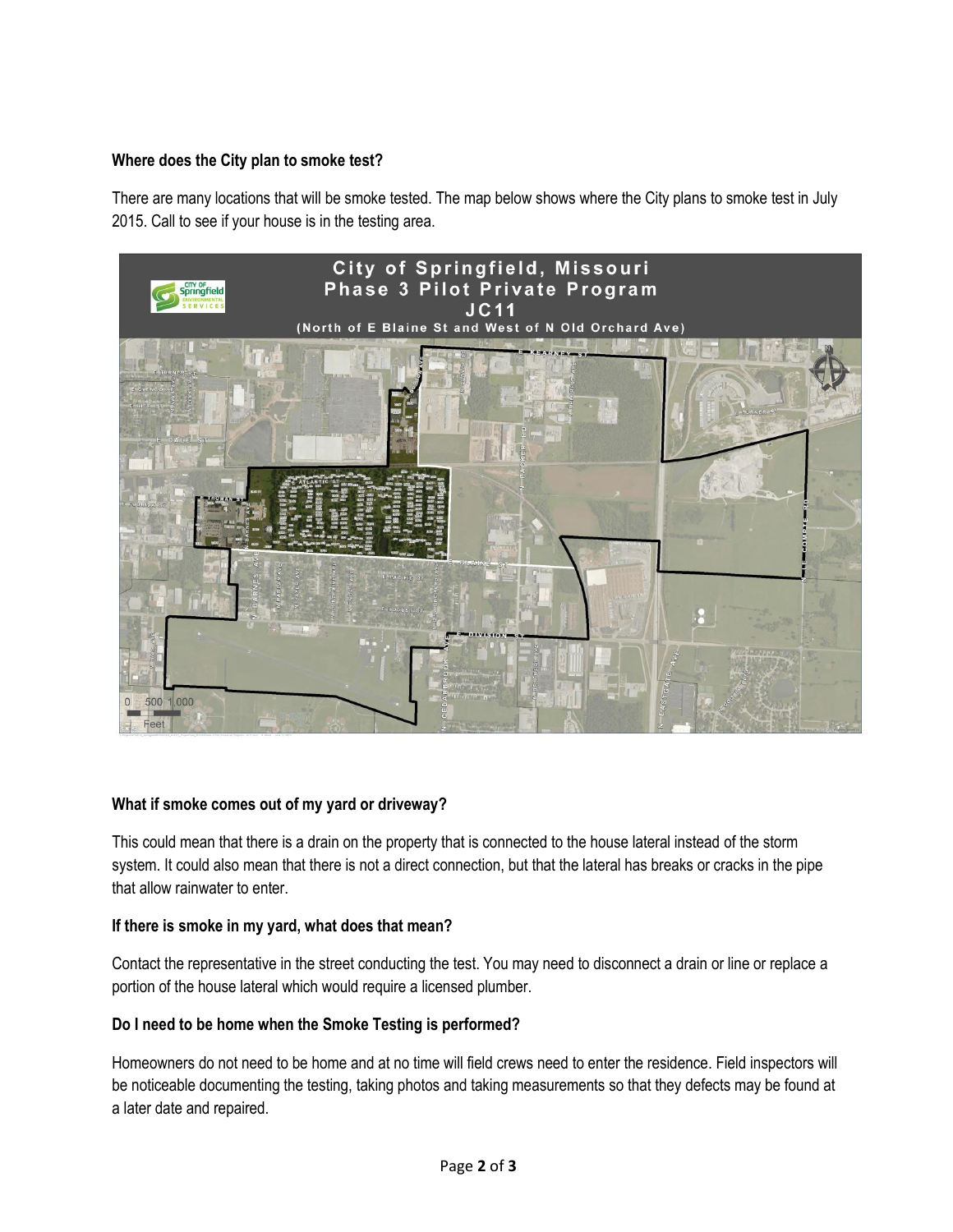**Where does the City plan to smoke test?**

There are many locations that will be smoke tested. The map below shows where the City plans to smoke test in July 2015. Call to see if your house is in the testing area.

City of Springfield, Missouri
Phase 3 Pilot Private Program
JC11
(North of E Blaine St and West of N Old Orchard Ave)

0 500 1,000
Feet

**What if smoke comes out of my yard or driveway?**

This could mean that there is a drain on the property that is connected to the house lateral instead of the storm system. It could also mean that there is not a direct connection, but that the lateral has breaks or cracks in the pipe that allow rainwater to enter.

**If there is smoke in my yard, what does that mean?**

Contact the representative in the street conducting the test. You may need to disconnect a drain or line or replace a portion of the house lateral which would require a licensed plumber.

**Do I need to be home when the Smoke Testing is performed?**

Homeowners do not need to be home and at no time will field crews need to enter the residence. Field inspectors will be noticeable documenting the testing, taking photos and taking measurements so that they defects may be found at a later date and repaired.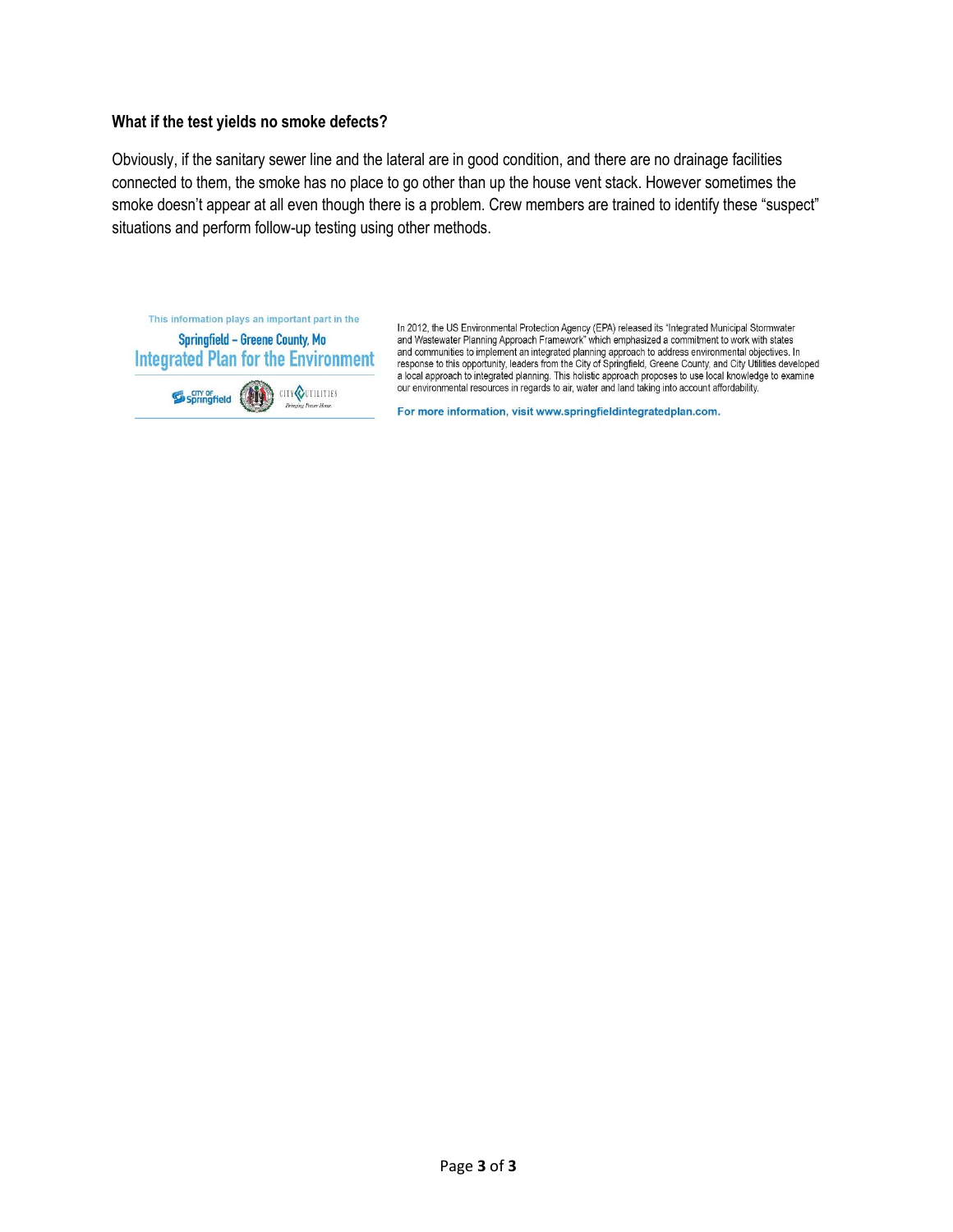**What if the test yields no smoke defects?**

Obviously, if the sanitary sewer line and the lateral are in good condition, and there are no drainage facilities connected to them, the smoke has no place to go other than up the house vent stack. However sometimes the smoke doesn't appear at all even though there is a problem. Crew members are trained to identify these "suspect" situations and perform follow-up testing using other methods.

This information plays an important part in the

Springfield – Greene County, Mo
Integrated Plan for the Environment

City of Springfield | City Utilities — Bringing Power Home

In 2012, the US Environmental Protection Agency (EPA) released its "Integrated Municipal Stormwater and Wastewater Planning Approach Framework" which emphasized a commitment to work with states and communities to implement an integrated planning approach to address environmental objectives. In response to this opportunity, leaders from the City of Springfield, Greene County, and City Utilities developed a local approach to integrated planning. This holistic approach proposes to use local knowledge to examine our environmental resources in regards to air, water and land taking into account affordability.

**For more information, visit www.springfieldintegratedplan.com.**